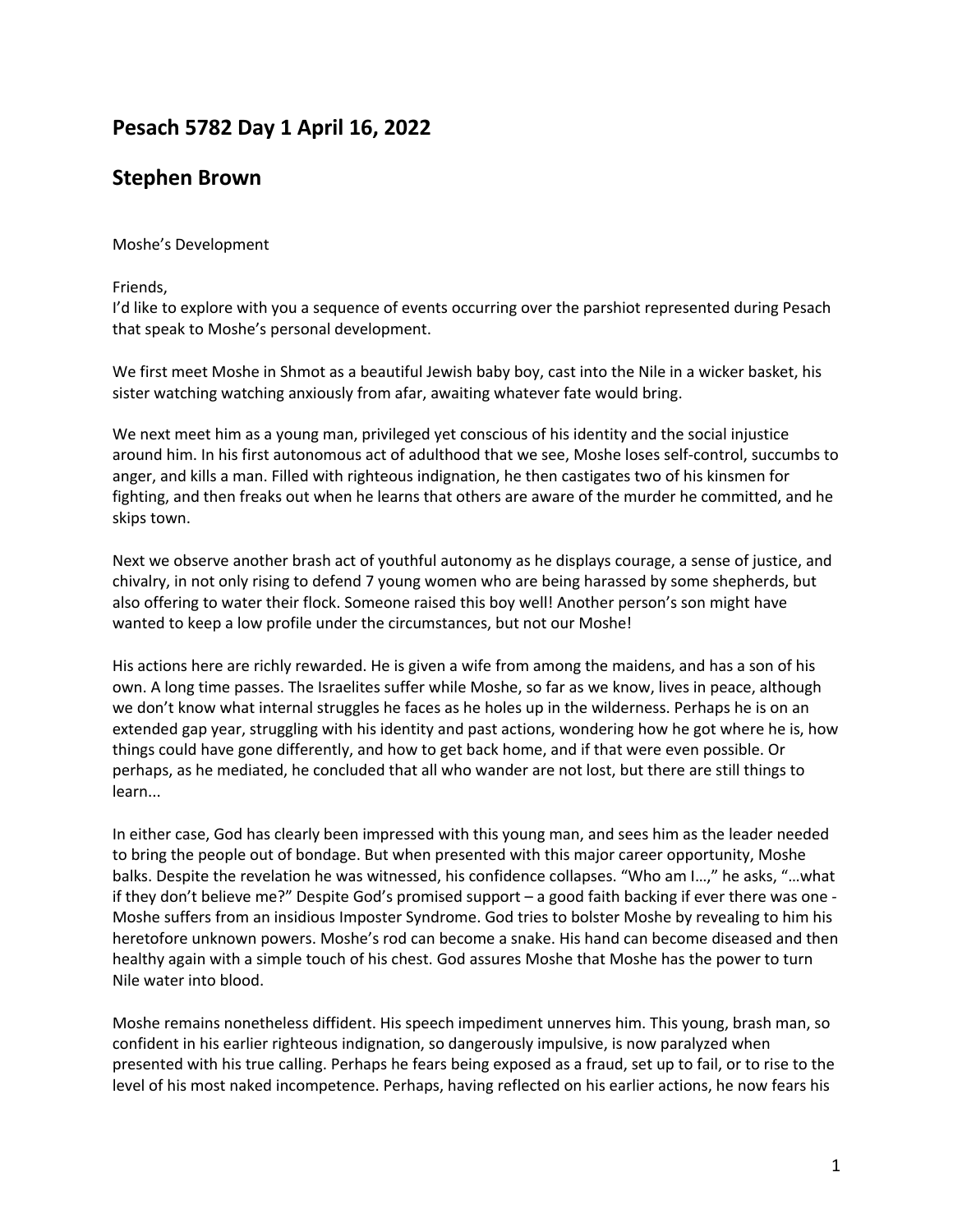## Pesach 5782 Day 1 April 16, 2022

## Stephen Brown

Moshe's Development

Friends,
I'd like to explore with you a sequence of events occurring over the parshiot represented during Pesach that speak to Moshe's personal development.

We first meet Moshe in Shmot as a beautiful Jewish baby boy, cast into the Nile in a wicker basket, his sister watching watching anxiously from afar, awaiting whatever fate would bring.

We next meet him as a young man, privileged yet conscious of his identity and the social injustice around him. In his first autonomous act of adulthood that we see, Moshe loses self-control, succumbs to anger, and kills a man. Filled with righteous indignation, he then castigates two of his kinsmen for fighting, and then freaks out when he learns that others are aware of the murder he committed, and he skips town.

Next we observe another brash act of youthful autonomy as he displays courage, a sense of justice, and chivalry, in not only rising to defend 7 young women who are being harassed by some shepherds, but also offering to water their flock. Someone raised this boy well! Another person's son might have wanted to keep a low profile under the circumstances, but not our Moshe!

His actions here are richly rewarded. He is given a wife from among the maidens, and has a son of his own. A long time passes. The Israelites suffer while Moshe, so far as we know, lives in peace, although we don't know what internal struggles he faces as he holes up in the wilderness. Perhaps he is on an extended gap year, struggling with his identity and past actions, wondering how he got where he is, how things could have gone differently, and how to get back home, and if that were even possible. Or perhaps, as he mediated, he concluded that all who wander are not lost, but there are still things to learn...

In either case, God has clearly been impressed with this young man, and sees him as the leader needed to bring the people out of bondage. But when presented with this major career opportunity, Moshe balks. Despite the revelation he was witnessed, his confidence collapses. "Who am I…," he asks, "…what if they don't believe me?" Despite God's promised support – a good faith backing if ever there was one - Moshe suffers from an insidious Imposter Syndrome. God tries to bolster Moshe by revealing to him his heretofore unknown powers. Moshe's rod can become a snake. His hand can become diseased and then healthy again with a simple touch of his chest. God assures Moshe that Moshe has the power to turn Nile water into blood.

Moshe remains nonetheless diffident. His speech impediment unnerves him. This young, brash man, so confident in his earlier righteous indignation, so dangerously impulsive, is now paralyzed when presented with his true calling. Perhaps he fears being exposed as a fraud, set up to fail, or to rise to the level of his most naked incompetence. Perhaps, having reflected on his earlier actions, he now fears his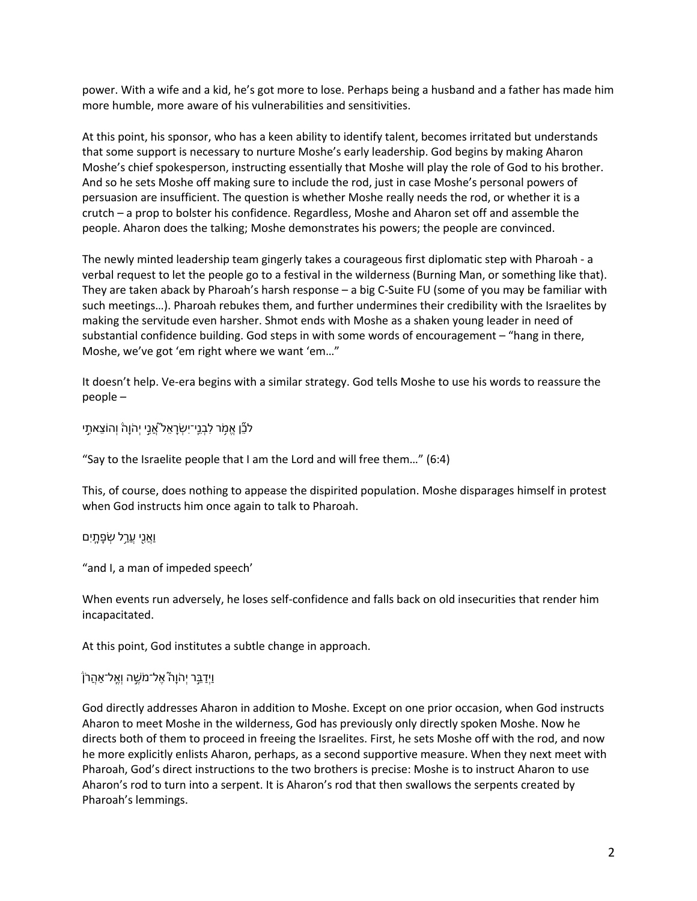power. With a wife and a kid, he's got more to lose. Perhaps being a husband and a father has made him more humble, more aware of his vulnerabilities and sensitivities.

At this point, his sponsor, who has a keen ability to identify talent, becomes irritated but understands that some support is necessary to nurture Moshe's early leadership. God begins by making Aharon Moshe's chief spokesperson, instructing essentially that Moshe will play the role of God to his brother. And so he sets Moshe off making sure to include the rod, just in case Moshe's personal powers of persuasion are insufficient. The question is whether Moshe really needs the rod, or whether it is a crutch – a prop to bolster his confidence. Regardless, Moshe and Aharon set off and assemble the people. Aharon does the talking; Moshe demonstrates his powers; the people are convinced.

The newly minted leadership team gingerly takes a courageous first diplomatic step with Pharoah - a verbal request to let the people go to a festival in the wilderness (Burning Man, or something like that). They are taken aback by Pharoah's harsh response – a big C-Suite FU (some of you may be familiar with such meetings…). Pharoah rebukes them, and further undermines their credibility with the Israelites by making the servitude even harsher. Shmot ends with Moshe as a shaken young leader in need of substantial confidence building. God steps in with some words of encouragement – "hang in there, Moshe, we've got 'em right where we want 'em…"

It doesn't help. Ve-era begins with a similar strategy. God tells Moshe to use his words to reassure the people –

לָכֵ֞ן אֱמֹ֥ר לִבְנֵֽי־יִשְׂרָאֵל֮ אֲנִ֣י יְהוָה֒ וְהוֹצֵאתִ֣י

"Say to the Israelite people that I am the Lord and will free them…" (6:4)

This, of course, does nothing to appease the dispirited population. Moshe disparages himself in protest when God instructs him once again to talk to Pharoah.

וַאֲנִ֖י עֲרַ֥ל שְׂפָתָֽיִם

"and I, a man of impeded speech'

When events run adversely, he loses self-confidence and falls back on old insecurities that render him incapacitated.

At this point, God institutes a subtle change in approach.

וַיְדַבֵּ֣ר יְהוָה֮ אֶל־מֹשֶׁ֣ה וְאֶֽל־אַהֲרֹן֒

God directly addresses Aharon in addition to Moshe. Except on one prior occasion, when God instructs Aharon to meet Moshe in the wilderness, God has previously only directly spoken Moshe. Now he directs both of them to proceed in freeing the Israelites. First, he sets Moshe off with the rod, and now he more explicitly enlists Aharon, perhaps, as a second supportive measure. When they next meet with Pharoah, God's direct instructions to the two brothers is precise: Moshe is to instruct Aharon to use Aharon's rod to turn into a serpent. It is Aharon's rod that then swallows the serpents created by Pharoah's lemmings.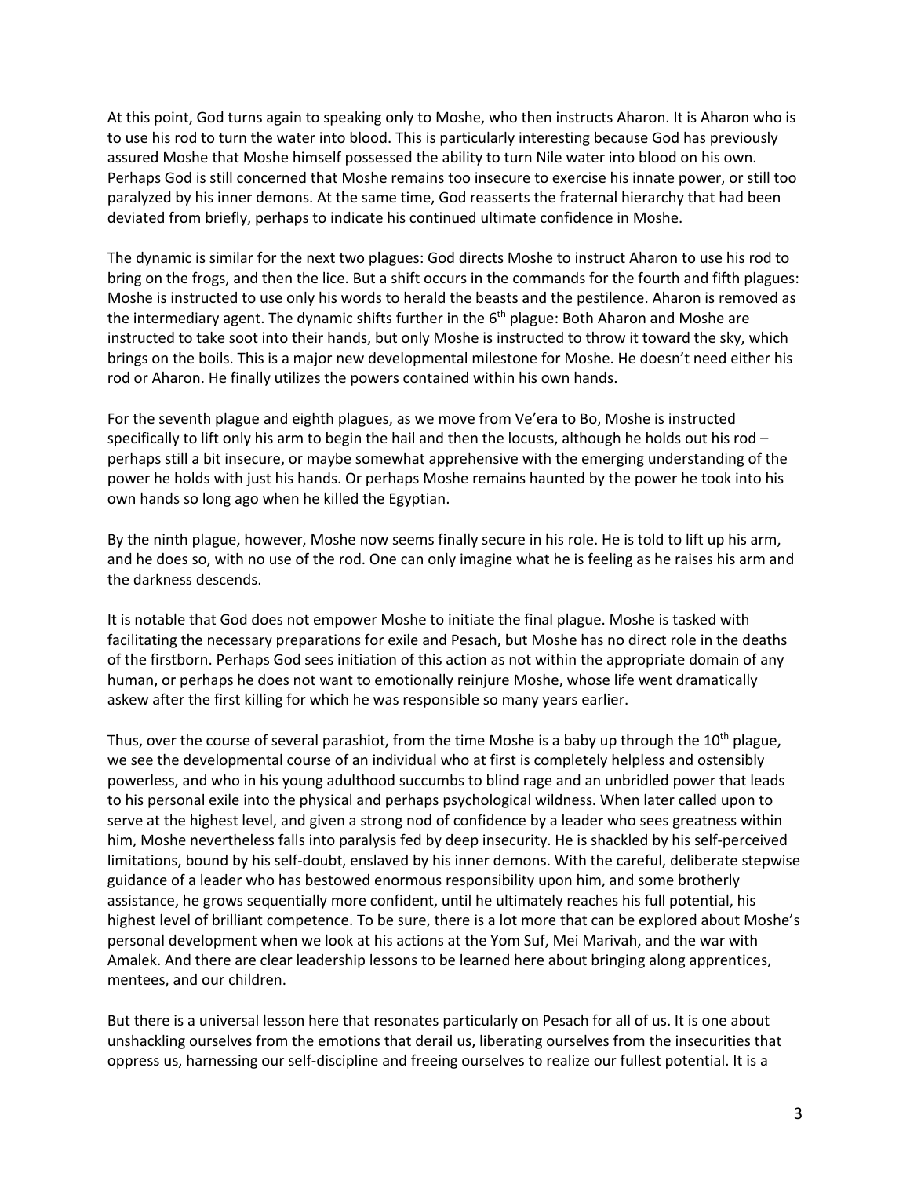At this point, God turns again to speaking only to Moshe, who then instructs Aharon. It is Aharon who is to use his rod to turn the water into blood. This is particularly interesting because God has previously assured Moshe that Moshe himself possessed the ability to turn Nile water into blood on his own. Perhaps God is still concerned that Moshe remains too insecure to exercise his innate power, or still too paralyzed by his inner demons. At the same time, God reasserts the fraternal hierarchy that had been deviated from briefly, perhaps to indicate his continued ultimate confidence in Moshe.

The dynamic is similar for the next two plagues: God directs Moshe to instruct Aharon to use his rod to bring on the frogs, and then the lice. But a shift occurs in the commands for the fourth and fifth plagues: Moshe is instructed to use only his words to herald the beasts and the pestilence. Aharon is removed as the intermediary agent. The dynamic shifts further in the 6th plague: Both Aharon and Moshe are instructed to take soot into their hands, but only Moshe is instructed to throw it toward the sky, which brings on the boils. This is a major new developmental milestone for Moshe. He doesn't need either his rod or Aharon. He finally utilizes the powers contained within his own hands.

For the seventh plague and eighth plagues, as we move from Ve'era to Bo, Moshe is instructed specifically to lift only his arm to begin the hail and then the locusts, although he holds out his rod – perhaps still a bit insecure, or maybe somewhat apprehensive with the emerging understanding of the power he holds with just his hands. Or perhaps Moshe remains haunted by the power he took into his own hands so long ago when he killed the Egyptian.

By the ninth plague, however, Moshe now seems finally secure in his role. He is told to lift up his arm, and he does so, with no use of the rod. One can only imagine what he is feeling as he raises his arm and the darkness descends.

It is notable that God does not empower Moshe to initiate the final plague. Moshe is tasked with facilitating the necessary preparations for exile and Pesach, but Moshe has no direct role in the deaths of the firstborn. Perhaps God sees initiation of this action as not within the appropriate domain of any human, or perhaps he does not want to emotionally reinjure Moshe, whose life went dramatically askew after the first killing for which he was responsible so many years earlier.

Thus, over the course of several parashiot, from the time Moshe is a baby up through the 10th plague, we see the developmental course of an individual who at first is completely helpless and ostensibly powerless, and who in his young adulthood succumbs to blind rage and an unbridled power that leads to his personal exile into the physical and perhaps psychological wildness. When later called upon to serve at the highest level, and given a strong nod of confidence by a leader who sees greatness within him, Moshe nevertheless falls into paralysis fed by deep insecurity. He is shackled by his self-perceived limitations, bound by his self-doubt, enslaved by his inner demons. With the careful, deliberate stepwise guidance of a leader who has bestowed enormous responsibility upon him, and some brotherly assistance, he grows sequentially more confident, until he ultimately reaches his full potential, his highest level of brilliant competence. To be sure, there is a lot more that can be explored about Moshe's personal development when we look at his actions at the Yom Suf, Mei Marivah, and the war with Amalek. And there are clear leadership lessons to be learned here about bringing along apprentices, mentees, and our children.

But there is a universal lesson here that resonates particularly on Pesach for all of us. It is one about unshackling ourselves from the emotions that derail us, liberating ourselves from the insecurities that oppress us, harnessing our self-discipline and freeing ourselves to realize our fullest potential. It is a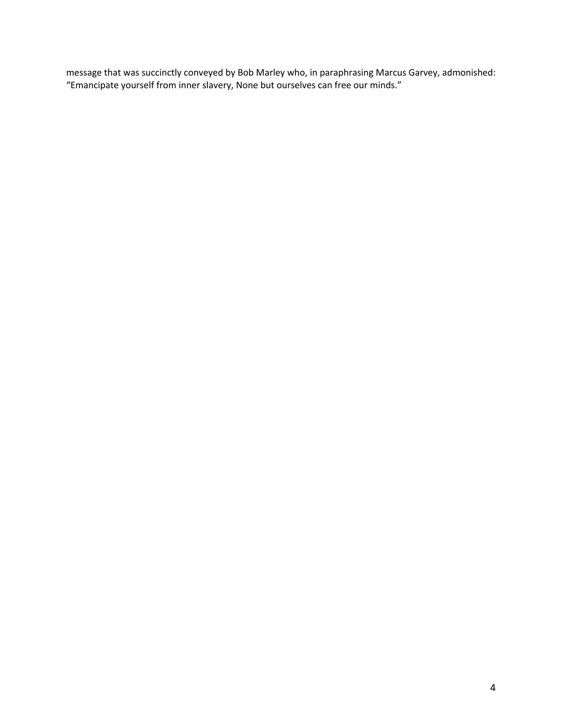message that was succinctly conveyed by Bob Marley who, in paraphrasing Marcus Garvey, admonished: "Emancipate yourself from inner slavery, None but ourselves can free our minds."